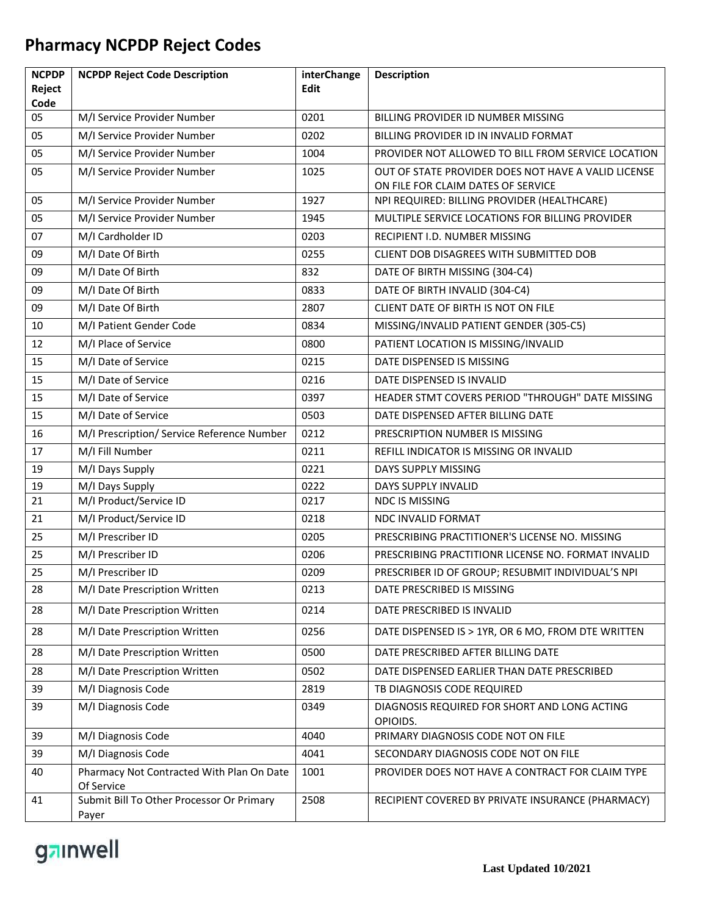# Pharmacy NCPDP Reject Codes

| NCPDP Reject Code | NCPDP Reject Code Description | interChange Edit | Description |
|---|---|---|---|
| 05 | M/I Service Provider Number | 0201 | BILLING PROVIDER ID NUMBER MISSING |
| 05 | M/I Service Provider Number | 0202 | BILLING PROVIDER ID IN INVALID FORMAT |
| 05 | M/I Service Provider Number | 1004 | PROVIDER NOT ALLOWED TO BILL FROM SERVICE LOCATION |
| 05 | M/I Service Provider Number | 1025 | OUT OF STATE PROVIDER DOES NOT HAVE A VALID LICENSE ON FILE FOR CLAIM DATES OF SERVICE |
| 05 | M/I Service Provider Number | 1927 | NPI REQUIRED: BILLING PROVIDER (HEALTHCARE) |
| 05 | M/I Service Provider Number | 1945 | MULTIPLE SERVICE LOCATIONS FOR BILLING PROVIDER |
| 07 | M/I Cardholder ID | 0203 | RECIPIENT I.D. NUMBER MISSING |
| 09 | M/I Date Of Birth | 0255 | CLIENT DOB DISAGREES WITH SUBMITTED DOB |
| 09 | M/I Date Of Birth | 832 | DATE OF BIRTH MISSING (304-C4) |
| 09 | M/I Date Of Birth | 0833 | DATE OF BIRTH INVALID (304-C4) |
| 09 | M/I Date Of Birth | 2807 | CLIENT DATE OF BIRTH IS NOT ON FILE |
| 10 | M/I Patient Gender Code | 0834 | MISSING/INVALID PATIENT GENDER (305-C5) |
| 12 | M/I Place of Service | 0800 | PATIENT LOCATION IS MISSING/INVALID |
| 15 | M/I Date of Service | 0215 | DATE DISPENSED IS MISSING |
| 15 | M/I Date of Service | 0216 | DATE DISPENSED IS INVALID |
| 15 | M/I Date of Service | 0397 | HEADER STMT COVERS PERIOD "THROUGH" DATE MISSING |
| 15 | M/I Date of Service | 0503 | DATE DISPENSED AFTER BILLING DATE |
| 16 | M/I Prescription/ Service Reference Number | 0212 | PRESCRIPTION NUMBER IS MISSING |
| 17 | M/I Fill Number | 0211 | REFILL INDICATOR IS MISSING OR INVALID |
| 19 | M/I Days Supply | 0221 | DAYS SUPPLY MISSING |
| 19 | M/I Days Supply | 0222 | DAYS SUPPLY INVALID |
| 21 | M/I Product/Service ID | 0217 | NDC IS MISSING |
| 21 | M/I Product/Service ID | 0218 | NDC INVALID FORMAT |
| 25 | M/I Prescriber ID | 0205 | PRESCRIBING PRACTITIONER'S LICENSE NO. MISSING |
| 25 | M/I Prescriber ID | 0206 | PRESCRIBING PRACTITIONR LICENSE NO. FORMAT INVALID |
| 25 | M/I Prescriber ID | 0209 | PRESCRIBER ID OF GROUP; RESUBMIT INDIVIDUAL'S NPI |
| 28 | M/I Date Prescription Written | 0213 | DATE PRESCRIBED IS MISSING |
| 28 | M/I Date Prescription Written | 0214 | DATE PRESCRIBED IS INVALID |
| 28 | M/I Date Prescription Written | 0256 | DATE DISPENSED IS > 1YR, OR 6 MO, FROM DTE WRITTEN |
| 28 | M/I Date Prescription Written | 0500 | DATE PRESCRIBED AFTER BILLING DATE |
| 28 | M/I Date Prescription Written | 0502 | DATE DISPENSED EARLIER THAN DATE PRESCRIBED |
| 39 | M/I Diagnosis Code | 2819 | TB DIAGNOSIS CODE REQUIRED |
| 39 | M/I Diagnosis Code | 0349 | DIAGNOSIS REQUIRED FOR SHORT AND LONG ACTING OPIOIDS. |
| 39 | M/I Diagnosis Code | 4040 | PRIMARY DIAGNOSIS CODE NOT ON FILE |
| 39 | M/I Diagnosis Code | 4041 | SECONDARY DIAGNOSIS CODE NOT ON FILE |
| 40 | Pharmacy Not Contracted With Plan On Date Of Service | 1001 | PROVIDER DOES NOT HAVE A CONTRACT FOR CLAIM TYPE |
| 41 | Submit Bill To Other Processor Or Primary Payer | 2508 | RECIPIENT COVERED BY PRIVATE INSURANCE (PHARMACY) |

**Last Updated 10/2021**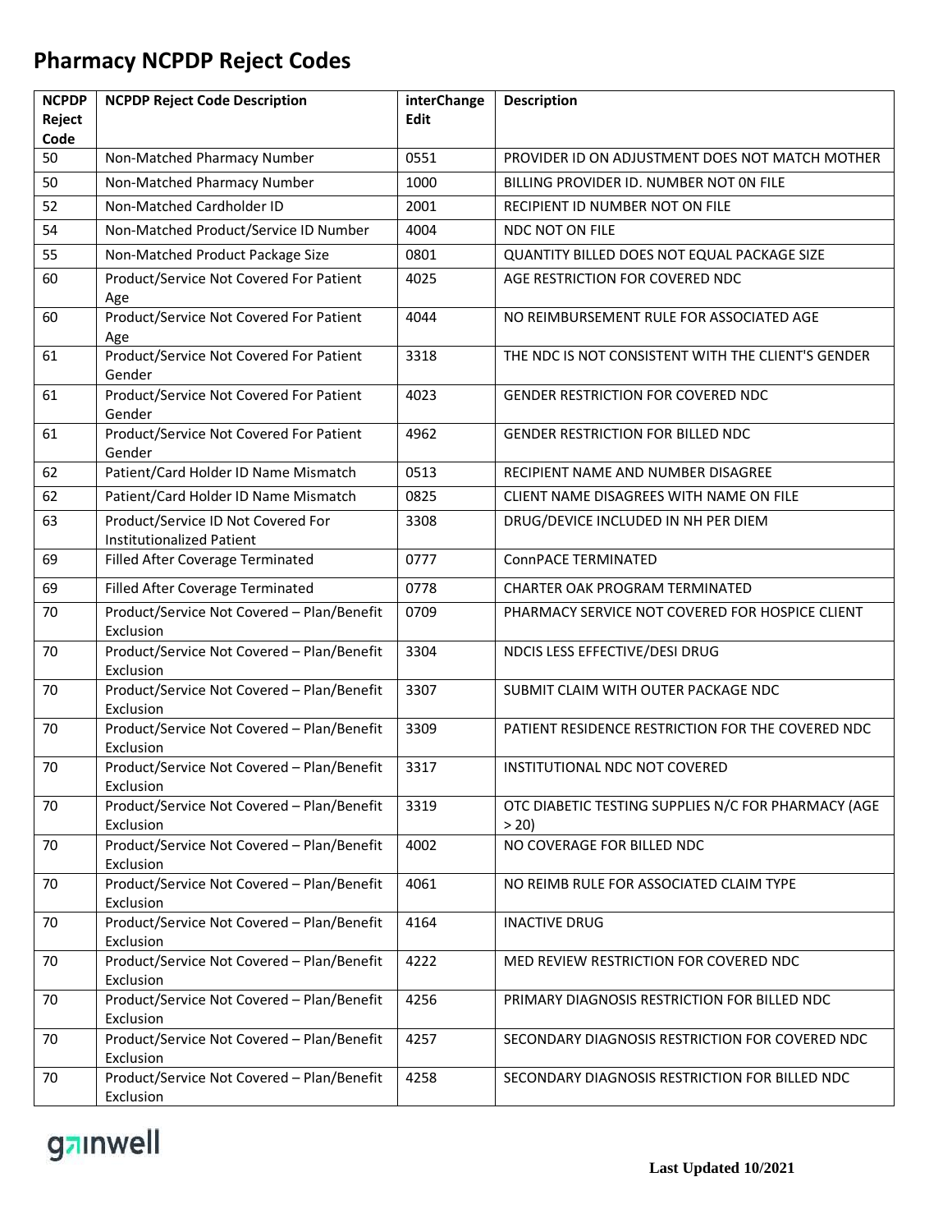# Pharmacy NCPDP Reject Codes

| NCPDP Reject Code | NCPDP Reject Code Description | interChange Edit | Description |
|---|---|---|---|
| 50 | Non-Matched Pharmacy Number | 0551 | PROVIDER ID ON ADJUSTMENT DOES NOT MATCH MOTHER |
| 50 | Non-Matched Pharmacy Number | 1000 | BILLING PROVIDER ID. NUMBER NOT 0N FILE |
| 52 | Non-Matched Cardholder ID | 2001 | RECIPIENT ID NUMBER NOT ON FILE |
| 54 | Non-Matched Product/Service ID Number | 4004 | NDC NOT ON FILE |
| 55 | Non-Matched Product Package Size | 0801 | QUANTITY BILLED DOES NOT EQUAL PACKAGE SIZE |
| 60 | Product/Service Not Covered For Patient Age | 4025 | AGE RESTRICTION FOR COVERED NDC |
| 60 | Product/Service Not Covered For Patient Age | 4044 | NO REIMBURSEMENT RULE FOR ASSOCIATED AGE |
| 61 | Product/Service Not Covered For Patient Gender | 3318 | THE NDC IS NOT CONSISTENT WITH THE CLIENT'S GENDER |
| 61 | Product/Service Not Covered For Patient Gender | 4023 | GENDER RESTRICTION FOR COVERED NDC |
| 61 | Product/Service Not Covered For Patient Gender | 4962 | GENDER RESTRICTION FOR BILLED NDC |
| 62 | Patient/Card Holder ID Name Mismatch | 0513 | RECIPIENT NAME AND NUMBER DISAGREE |
| 62 | Patient/Card Holder ID Name Mismatch | 0825 | CLIENT NAME DISAGREES WITH NAME ON FILE |
| 63 | Product/Service ID Not Covered For Institutionalized Patient | 3308 | DRUG/DEVICE INCLUDED IN NH PER DIEM |
| 69 | Filled After Coverage Terminated | 0777 | ConnPACE TERMINATED |
| 69 | Filled After Coverage Terminated | 0778 | CHARTER OAK PROGRAM TERMINATED |
| 70 | Product/Service Not Covered – Plan/Benefit Exclusion | 0709 | PHARMACY SERVICE NOT COVERED FOR HOSPICE CLIENT |
| 70 | Product/Service Not Covered – Plan/Benefit Exclusion | 3304 | NDCIS LESS EFFECTIVE/DESI DRUG |
| 70 | Product/Service Not Covered – Plan/Benefit Exclusion | 3307 | SUBMIT CLAIM WITH OUTER PACKAGE NDC |
| 70 | Product/Service Not Covered – Plan/Benefit Exclusion | 3309 | PATIENT RESIDENCE RESTRICTION FOR THE COVERED NDC |
| 70 | Product/Service Not Covered – Plan/Benefit Exclusion | 3317 | INSTITUTIONAL NDC NOT COVERED |
| 70 | Product/Service Not Covered – Plan/Benefit Exclusion | 3319 | OTC DIABETIC TESTING SUPPLIES N/C FOR PHARMACY (AGE > 20) |
| 70 | Product/Service Not Covered – Plan/Benefit Exclusion | 4002 | NO COVERAGE FOR BILLED NDC |
| 70 | Product/Service Not Covered – Plan/Benefit Exclusion | 4061 | NO REIMB RULE FOR ASSOCIATED CLAIM TYPE |
| 70 | Product/Service Not Covered – Plan/Benefit Exclusion | 4164 | INACTIVE DRUG |
| 70 | Product/Service Not Covered – Plan/Benefit Exclusion | 4222 | MED REVIEW RESTRICTION FOR COVERED NDC |
| 70 | Product/Service Not Covered – Plan/Benefit Exclusion | 4256 | PRIMARY DIAGNOSIS RESTRICTION FOR BILLED NDC |
| 70 | Product/Service Not Covered – Plan/Benefit Exclusion | 4257 | SECONDARY DIAGNOSIS RESTRICTION FOR COVERED NDC |
| 70 | Product/Service Not Covered – Plan/Benefit Exclusion | 4258 | SECONDARY DIAGNOSIS RESTRICTION FOR BILLED NDC |

Last Updated 10/2021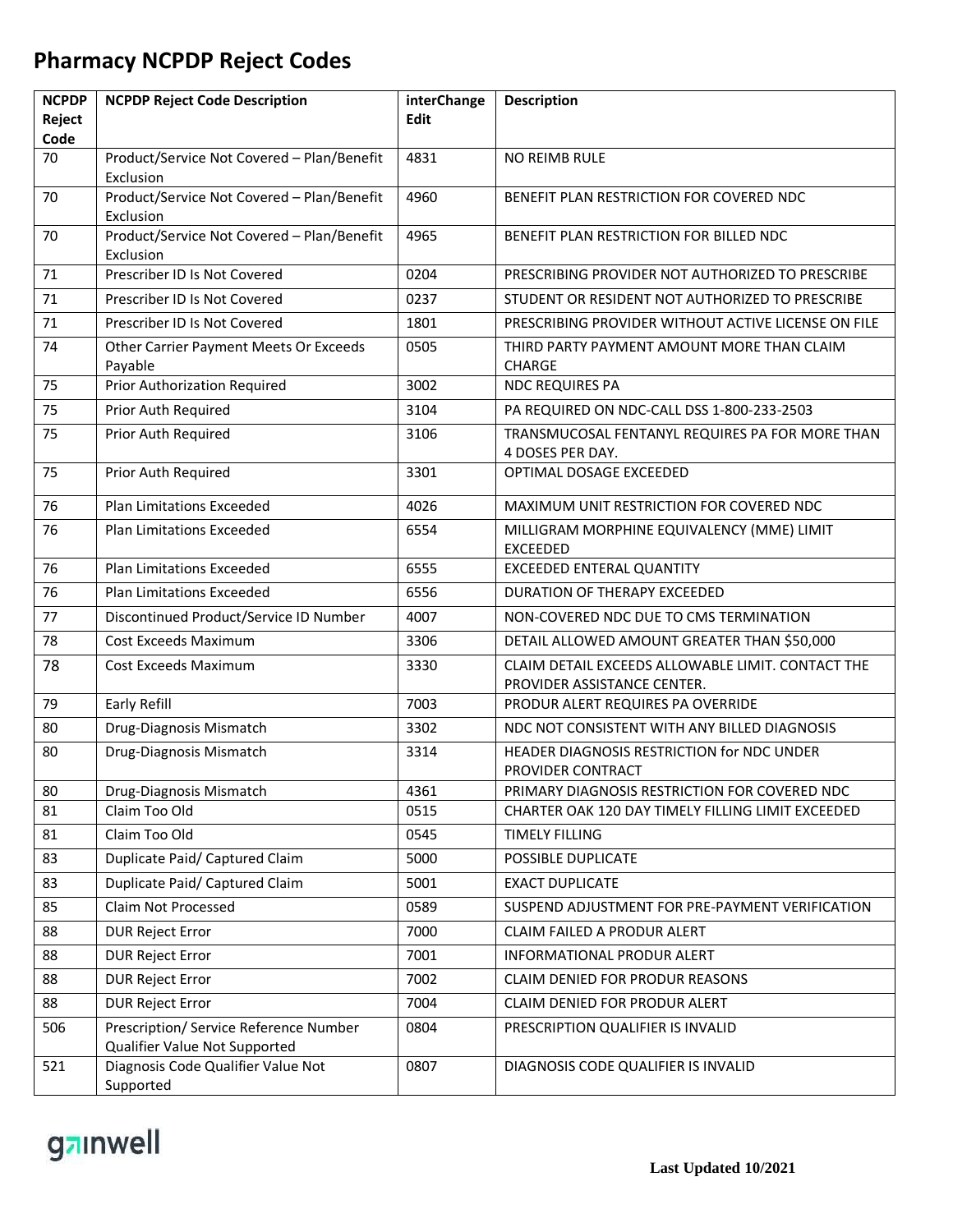# Pharmacy NCPDP Reject Codes

| NCPDP Reject Code | NCPDP Reject Code Description | interChange Edit | Description |
|---|---|---|---|
| 70 | Product/Service Not Covered – Plan/Benefit Exclusion | 4831 | NO REIMB RULE |
| 70 | Product/Service Not Covered – Plan/Benefit Exclusion | 4960 | BENEFIT PLAN RESTRICTION FOR COVERED NDC |
| 70 | Product/Service Not Covered – Plan/Benefit Exclusion | 4965 | BENEFIT PLAN RESTRICTION FOR BILLED NDC |
| 71 | Prescriber ID Is Not Covered | 0204 | PRESCRIBING PROVIDER NOT AUTHORIZED TO PRESCRIBE |
| 71 | Prescriber ID Is Not Covered | 0237 | STUDENT OR RESIDENT NOT AUTHORIZED TO PRESCRIBE |
| 71 | Prescriber ID Is Not Covered | 1801 | PRESCRIBING PROVIDER WITHOUT ACTIVE LICENSE ON FILE |
| 74 | Other Carrier Payment Meets Or Exceeds Payable | 0505 | THIRD PARTY PAYMENT AMOUNT MORE THAN CLAIM CHARGE |
| 75 | Prior Authorization Required | 3002 | NDC REQUIRES PA |
| 75 | Prior Auth Required | 3104 | PA REQUIRED ON NDC-CALL DSS 1-800-233-2503 |
| 75 | Prior Auth Required | 3106 | TRANSMUCOSAL FENTANYL REQUIRES PA FOR MORE THAN 4 DOSES PER DAY. |
| 75 | Prior Auth Required | 3301 | OPTIMAL DOSAGE EXCEEDED |
| 76 | Plan Limitations Exceeded | 4026 | MAXIMUM UNIT RESTRICTION FOR COVERED NDC |
| 76 | Plan Limitations Exceeded | 6554 | MILLIGRAM MORPHINE EQUIVALENCY (MME) LIMIT EXCEEDED |
| 76 | Plan Limitations Exceeded | 6555 | EXCEEDED ENTERAL QUANTITY |
| 76 | Plan Limitations Exceeded | 6556 | DURATION OF THERAPY EXCEEDED |
| 77 | Discontinued Product/Service ID Number | 4007 | NON-COVERED NDC DUE TO CMS TERMINATION |
| 78 | Cost Exceeds Maximum | 3306 | DETAIL ALLOWED AMOUNT GREATER THAN $50,000 |
| 78 | Cost Exceeds Maximum | 3330 | CLAIM DETAIL EXCEEDS ALLOWABLE LIMIT. CONTACT THE PROVIDER ASSISTANCE CENTER. |
| 79 | Early Refill | 7003 | PRODUR ALERT REQUIRES PA OVERRIDE |
| 80 | Drug-Diagnosis Mismatch | 3302 | NDC NOT CONSISTENT WITH ANY BILLED DIAGNOSIS |
| 80 | Drug-Diagnosis Mismatch | 3314 | HEADER DIAGNOSIS RESTRICTION for NDC UNDER PROVIDER CONTRACT |
| 80 | Drug-Diagnosis Mismatch | 4361 | PRIMARY DIAGNOSIS RESTRICTION FOR COVERED NDC |
| 81 | Claim Too Old | 0515 | CHARTER OAK 120 DAY TIMELY FILLING LIMIT EXCEEDED |
| 81 | Claim Too Old | 0545 | TIMELY FILLING |
| 83 | Duplicate Paid/ Captured Claim | 5000 | POSSIBLE DUPLICATE |
| 83 | Duplicate Paid/ Captured Claim | 5001 | EXACT DUPLICATE |
| 85 | Claim Not Processed | 0589 | SUSPEND ADJUSTMENT FOR PRE-PAYMENT VERIFICATION |
| 88 | DUR Reject Error | 7000 | CLAIM FAILED A PRODUR ALERT |
| 88 | DUR Reject Error | 7001 | INFORMATIONAL PRODUR ALERT |
| 88 | DUR Reject Error | 7002 | CLAIM DENIED FOR PRODUR REASONS |
| 88 | DUR Reject Error | 7004 | CLAIM DENIED FOR PRODUR ALERT |
| 506 | Prescription/ Service Reference Number Qualifier Value Not Supported | 0804 | PRESCRIPTION QUALIFIER IS INVALID |
| 521 | Diagnosis Code Qualifier Value Not Supported | 0807 | DIAGNOSIS CODE QUALIFIER IS INVALID |

**Last Updated 10/2021**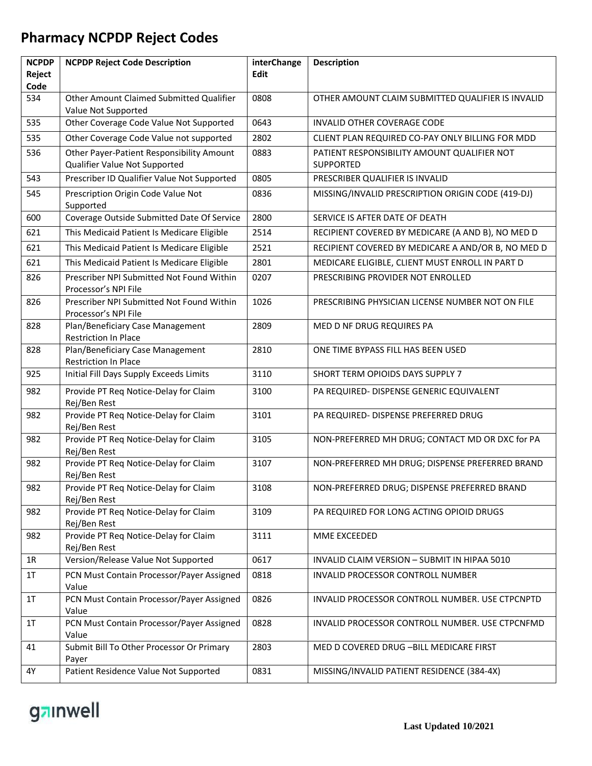# Pharmacy NCPDP Reject Codes

| NCPDP Reject Code | NCPDP Reject Code Description | interChange Edit | Description |
|---|---|---|---|
| 534 | Other Amount Claimed Submitted Qualifier Value Not Supported | 0808 | OTHER AMOUNT CLAIM SUBMITTED QUALIFIER IS INVALID |
| 535 | Other Coverage Code Value Not Supported | 0643 | INVALID OTHER COVERAGE CODE |
| 535 | Other Coverage Code Value not supported | 2802 | CLIENT PLAN REQUIRED CO-PAY ONLY BILLING FOR MDD |
| 536 | Other Payer-Patient Responsibility Amount Qualifier Value Not Supported | 0883 | PATIENT RESPONSIBILITY AMOUNT QUALIFIER NOT SUPPORTED |
| 543 | Prescriber ID Qualifier Value Not Supported | 0805 | PRESCRIBER QUALIFIER IS INVALID |
| 545 | Prescription Origin Code Value Not Supported | 0836 | MISSING/INVALID PRESCRIPTION ORIGIN CODE (419-DJ) |
| 600 | Coverage Outside Submitted Date Of Service | 2800 | SERVICE IS AFTER DATE OF DEATH |
| 621 | This Medicaid Patient Is Medicare Eligible | 2514 | RECIPIENT COVERED BY MEDICARE (A AND B), NO MED D |
| 621 | This Medicaid Patient Is Medicare Eligible | 2521 | RECIPIENT COVERED BY MEDICARE A AND/OR B, NO MED D |
| 621 | This Medicaid Patient Is Medicare Eligible | 2801 | MEDICARE ELIGIBLE, CLIENT MUST ENROLL IN PART D |
| 826 | Prescriber NPI Submitted Not Found Within Processor's NPI File | 0207 | PRESCRIBING PROVIDER NOT ENROLLED |
| 826 | Prescriber NPI Submitted Not Found Within Processor's NPI File | 1026 | PRESCRIBING PHYSICIAN LICENSE NUMBER NOT ON FILE |
| 828 | Plan/Beneficiary Case Management Restriction In Place | 2809 | MED D NF DRUG REQUIRES PA |
| 828 | Plan/Beneficiary Case Management Restriction In Place | 2810 | ONE TIME BYPASS FILL HAS BEEN USED |
| 925 | Initial Fill Days Supply Exceeds Limits | 3110 | SHORT TERM OPIOIDS DAYS SUPPLY 7 |
| 982 | Provide PT Req Notice-Delay for Claim Rej/Ben Rest | 3100 | PA REQUIRED- DISPENSE GENERIC EQUIVALENT |
| 982 | Provide PT Req Notice-Delay for Claim Rej/Ben Rest | 3101 | PA REQUIRED- DISPENSE PREFERRED DRUG |
| 982 | Provide PT Req Notice-Delay for Claim Rej/Ben Rest | 3105 | NON-PREFERRED MH DRUG; CONTACT MD OR DXC for PA |
| 982 | Provide PT Req Notice-Delay for Claim Rej/Ben Rest | 3107 | NON-PREFERRED MH DRUG; DISPENSE PREFERRED BRAND |
| 982 | Provide PT Req Notice-Delay for Claim Rej/Ben Rest | 3108 | NON-PREFERRED DRUG; DISPENSE PREFERRED BRAND |
| 982 | Provide PT Req Notice-Delay for Claim Rej/Ben Rest | 3109 | PA REQUIRED FOR LONG ACTING OPIOID DRUGS |
| 982 | Provide PT Req Notice-Delay for Claim Rej/Ben Rest | 3111 | MME EXCEEDED |
| 1R | Version/Release Value Not Supported | 0617 | INVALID CLAIM VERSION – SUBMIT IN HIPAA 5010 |
| 1T | PCN Must Contain Processor/Payer Assigned Value | 0818 | INVALID PROCESSOR CONTROLL NUMBER |
| 1T | PCN Must Contain Processor/Payer Assigned Value | 0826 | INVALID PROCESSOR CONTROLL NUMBER. USE CTPCNPTD |
| 1T | PCN Must Contain Processor/Payer Assigned Value | 0828 | INVALID PROCESSOR CONTROLL NUMBER. USE CTPCNFMD |
| 41 | Submit Bill To Other Processor Or Primary Payer | 2803 | MED D COVERED DRUG –BILL MEDICARE FIRST |
| 4Y | Patient Residence Value Not Supported | 0831 | MISSING/INVALID PATIENT RESIDENCE (384-4X) |

gainwell

**Last Updated 10/2021**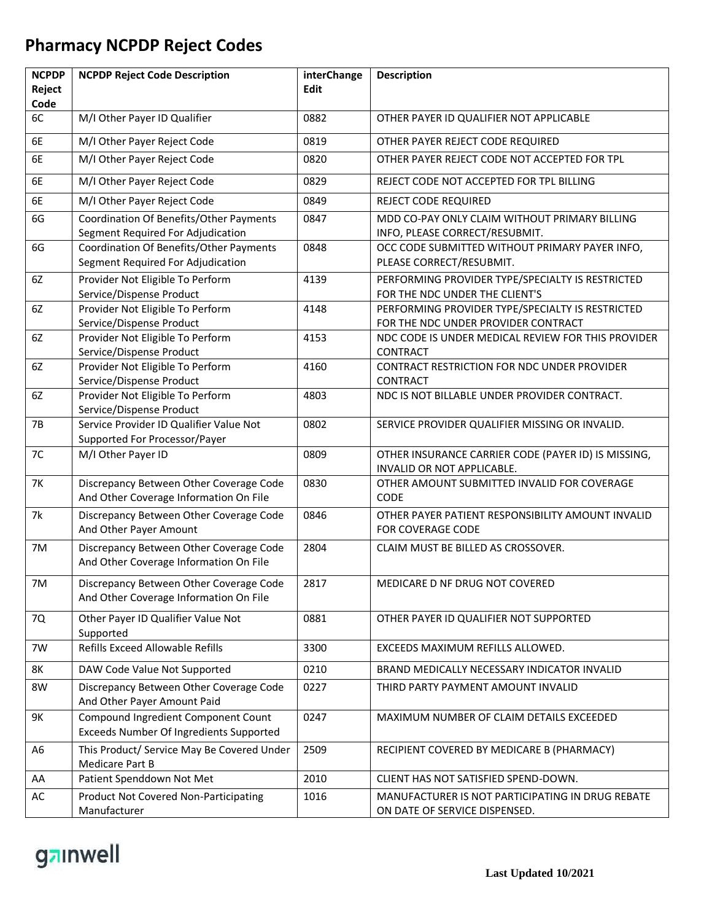# Pharmacy NCPDP Reject Codes

| NCPDP Reject Code | NCPDP Reject Code Description | interChange Edit | Description |
|---|---|---|---|
| 6C | M/I Other Payer ID Qualifier | 0882 | OTHER PAYER ID QUALIFIER NOT APPLICABLE |
| 6E | M/I Other Payer Reject Code | 0819 | OTHER PAYER REJECT CODE REQUIRED |
| 6E | M/I Other Payer Reject Code | 0820 | OTHER PAYER REJECT CODE NOT ACCEPTED FOR TPL |
| 6E | M/I Other Payer Reject Code | 0829 | REJECT CODE NOT ACCEPTED FOR TPL BILLING |
| 6E | M/I Other Payer Reject Code | 0849 | REJECT CODE REQUIRED |
| 6G | Coordination Of Benefits/Other Payments Segment Required For Adjudication | 0847 | MDD CO-PAY ONLY CLAIM WITHOUT PRIMARY BILLING INFO, PLEASE CORRECT/RESUBMIT. |
| 6G | Coordination Of Benefits/Other Payments Segment Required For Adjudication | 0848 | OCC CODE SUBMITTED WITHOUT PRIMARY PAYER INFO, PLEASE CORRECT/RESUBMIT. |
| 6Z | Provider Not Eligible To Perform Service/Dispense Product | 4139 | PERFORMING PROVIDER TYPE/SPECIALTY IS RESTRICTED FOR THE NDC UNDER THE CLIENT'S |
| 6Z | Provider Not Eligible To Perform Service/Dispense Product | 4148 | PERFORMING PROVIDER TYPE/SPECIALTY IS RESTRICTED FOR THE NDC UNDER PROVIDER CONTRACT |
| 6Z | Provider Not Eligible To Perform Service/Dispense Product | 4153 | NDC CODE IS UNDER MEDICAL REVIEW FOR THIS PROVIDER CONTRACT |
| 6Z | Provider Not Eligible To Perform Service/Dispense Product | 4160 | CONTRACT RESTRICTION FOR NDC UNDER PROVIDER CONTRACT |
| 6Z | Provider Not Eligible To Perform Service/Dispense Product | 4803 | NDC IS NOT BILLABLE UNDER PROVIDER CONTRACT. |
| 7B | Service Provider ID Qualifier Value Not Supported For Processor/Payer | 0802 | SERVICE PROVIDER QUALIFIER MISSING OR INVALID. |
| 7C | M/I Other Payer ID | 0809 | OTHER INSURANCE CARRIER CODE (PAYER ID) IS MISSING, INVALID OR NOT APPLICABLE. |
| 7K | Discrepancy Between Other Coverage Code And Other Coverage Information On File | 0830 | OTHER AMOUNT SUBMITTED INVALID FOR COVERAGE CODE |
| 7k | Discrepancy Between Other Coverage Code And Other Payer Amount | 0846 | OTHER PAYER PATIENT RESPONSIBILITY AMOUNT INVALID FOR COVERAGE CODE |
| 7M | Discrepancy Between Other Coverage Code And Other Coverage Information On File | 2804 | CLAIM MUST BE BILLED AS CROSSOVER. |
| 7M | Discrepancy Between Other Coverage Code And Other Coverage Information On File | 2817 | MEDICARE D NF DRUG NOT COVERED |
| 7Q | Other Payer ID Qualifier Value Not Supported | 0881 | OTHER PAYER ID QUALIFIER NOT SUPPORTED |
| 7W | Refills Exceed Allowable Refills | 3300 | EXCEEDS MAXIMUM REFILLS ALLOWED. |
| 8K | DAW Code Value Not Supported | 0210 | BRAND MEDICALLY NECESSARY INDICATOR INVALID |
| 8W | Discrepancy Between Other Coverage Code And Other Payer Amount Paid | 0227 | THIRD PARTY PAYMENT AMOUNT INVALID |
| 9K | Compound Ingredient Component Count Exceeds Number Of Ingredients Supported | 0247 | MAXIMUM NUMBER OF CLAIM DETAILS EXCEEDED |
| A6 | This Product/ Service May Be Covered Under Medicare Part B | 2509 | RECIPIENT COVERED BY MEDICARE B (PHARMACY) |
| AA | Patient Spenddown Not Met | 2010 | CLIENT HAS NOT SATISFIED SPEND-DOWN. |
| AC | Product Not Covered Non-Participating Manufacturer | 1016 | MANUFACTURER IS NOT PARTICIPATING IN DRUG REBATE ON DATE OF SERVICE DISPENSED. |

gainwell

**Last Updated 10/2021**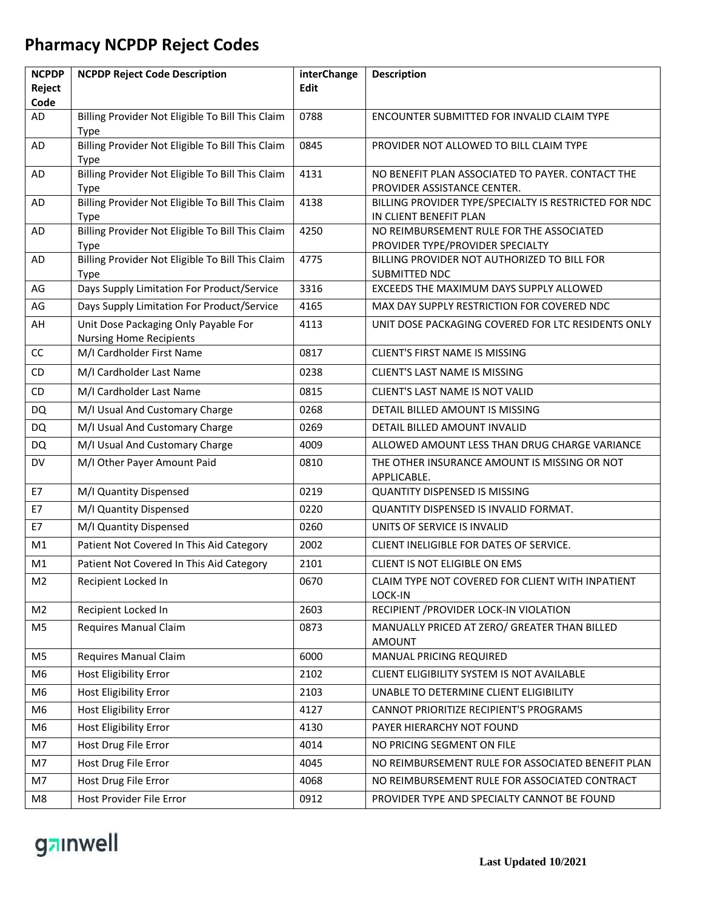# Pharmacy NCPDP Reject Codes

| NCPDP Reject Code | NCPDP Reject Code Description | interChange Edit | Description |
|---|---|---|---|
| AD | Billing Provider Not Eligible To Bill This Claim Type | 0788 | ENCOUNTER SUBMITTED FOR INVALID CLAIM TYPE |
| AD | Billing Provider Not Eligible To Bill This Claim Type | 0845 | PROVIDER NOT ALLOWED TO BILL CLAIM TYPE |
| AD | Billing Provider Not Eligible To Bill This Claim Type | 4131 | NO BENEFIT PLAN ASSOCIATED TO PAYER. CONTACT THE PROVIDER ASSISTANCE CENTER. |
| AD | Billing Provider Not Eligible To Bill This Claim Type | 4138 | BILLING PROVIDER TYPE/SPECIALTY IS RESTRICTED FOR NDC IN CLIENT BENEFIT PLAN |
| AD | Billing Provider Not Eligible To Bill This Claim Type | 4250 | NO REIMBURSEMENT RULE FOR THE ASSOCIATED PROVIDER TYPE/PROVIDER SPECIALTY |
| AD | Billing Provider Not Eligible To Bill This Claim Type | 4775 | BILLING PROVIDER NOT AUTHORIZED TO BILL FOR SUBMITTED NDC |
| AG | Days Supply Limitation For Product/Service | 3316 | EXCEEDS THE MAXIMUM DAYS SUPPLY ALLOWED |
| AG | Days Supply Limitation For Product/Service | 4165 | MAX DAY SUPPLY RESTRICTION FOR COVERED NDC |
| AH | Unit Dose Packaging Only Payable For Nursing Home Recipients | 4113 | UNIT DOSE PACKAGING COVERED FOR LTC RESIDENTS ONLY |
| CC | M/I Cardholder First Name | 0817 | CLIENT'S FIRST NAME IS MISSING |
| CD | M/I Cardholder Last Name | 0238 | CLIENT'S LAST NAME IS MISSING |
| CD | M/I Cardholder Last Name | 0815 | CLIENT'S LAST NAME IS NOT VALID |
| DQ | M/I Usual And Customary Charge | 0268 | DETAIL BILLED AMOUNT IS MISSING |
| DQ | M/I Usual And Customary Charge | 0269 | DETAIL BILLED AMOUNT INVALID |
| DQ | M/I Usual And Customary Charge | 4009 | ALLOWED AMOUNT LESS THAN DRUG CHARGE VARIANCE |
| DV | M/I Other Payer Amount Paid | 0810 | THE OTHER INSURANCE AMOUNT IS MISSING OR NOT APPLICABLE. |
| E7 | M/I Quantity Dispensed | 0219 | QUANTITY DISPENSED IS MISSING |
| E7 | M/I Quantity Dispensed | 0220 | QUANTITY DISPENSED IS INVALID FORMAT. |
| E7 | M/I Quantity Dispensed | 0260 | UNITS OF SERVICE IS INVALID |
| M1 | Patient Not Covered In This Aid Category | 2002 | CLIENT INELIGIBLE FOR DATES OF SERVICE. |
| M1 | Patient Not Covered In This Aid Category | 2101 | CLIENT IS NOT ELIGIBLE ON EMS |
| M2 | Recipient Locked In | 0670 | CLAIM TYPE NOT COVERED FOR CLIENT WITH INPATIENT LOCK-IN |
| M2 | Recipient Locked In | 2603 | RECIPIENT /PROVIDER LOCK-IN VIOLATION |
| M5 | Requires Manual Claim | 0873 | MANUALLY PRICED AT ZERO/ GREATER THAN BILLED AMOUNT |
| M5 | Requires Manual Claim | 6000 | MANUAL PRICING REQUIRED |
| M6 | Host Eligibility Error | 2102 | CLIENT ELIGIBILITY SYSTEM IS NOT AVAILABLE |
| M6 | Host Eligibility Error | 2103 | UNABLE TO DETERMINE CLIENT ELIGIBILITY |
| M6 | Host Eligibility Error | 4127 | CANNOT PRIORITIZE RECIPIENT'S PROGRAMS |
| M6 | Host Eligibility Error | 4130 | PAYER HIERARCHY NOT FOUND |
| M7 | Host Drug File Error | 4014 | NO PRICING SEGMENT ON FILE |
| M7 | Host Drug File Error | 4045 | NO REIMBURSEMENT RULE FOR ASSOCIATED BENEFIT PLAN |
| M7 | Host Drug File Error | 4068 | NO REIMBURSEMENT RULE FOR ASSOCIATED CONTRACT |
| M8 | Host Provider File Error | 0912 | PROVIDER TYPE AND SPECIALTY CANNOT BE FOUND |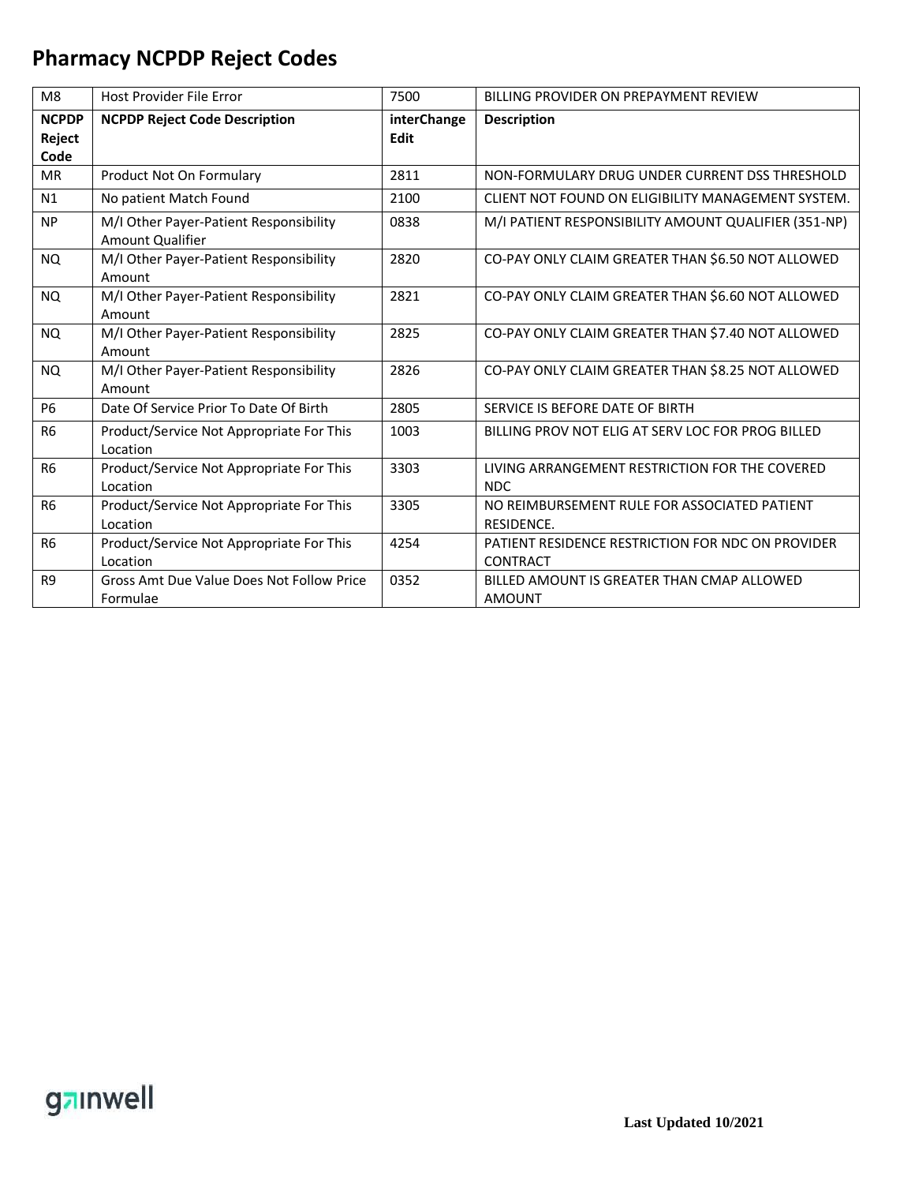# Pharmacy NCPDP Reject Codes

| NCPDP Reject Code | NCPDP Reject Code Description | interChange Edit | Description |
|---|---|---|---|
| M8 | Host Provider File Error | 7500 | BILLING PROVIDER ON PREPAYMENT REVIEW |
| MR | Product Not On Formulary | 2811 | NON-FORMULARY DRUG UNDER CURRENT DSS THRESHOLD |
| N1 | No patient Match Found | 2100 | CLIENT NOT FOUND ON ELIGIBILITY MANAGEMENT SYSTEM. |
| NP | M/I Other Payer-Patient Responsibility Amount Qualifier | 0838 | M/I PATIENT RESPONSIBILITY AMOUNT QUALIFIER (351-NP) |
| NQ | M/I Other Payer-Patient Responsibility Amount | 2820 | CO-PAY ONLY CLAIM GREATER THAN $6.50 NOT ALLOWED |
| NQ | M/I Other Payer-Patient Responsibility Amount | 2821 | CO-PAY ONLY CLAIM GREATER THAN $6.60 NOT ALLOWED |
| NQ | M/I Other Payer-Patient Responsibility Amount | 2825 | CO-PAY ONLY CLAIM GREATER THAN $7.40 NOT ALLOWED |
| NQ | M/I Other Payer-Patient Responsibility Amount | 2826 | CO-PAY ONLY CLAIM GREATER THAN $8.25 NOT ALLOWED |
| P6 | Date Of Service Prior To Date Of Birth | 2805 | SERVICE IS BEFORE DATE OF BIRTH |
| R6 | Product/Service Not Appropriate For This Location | 1003 | BILLING PROV NOT ELIG AT SERV LOC FOR PROG BILLED |
| R6 | Product/Service Not Appropriate For This Location | 3303 | LIVING ARRANGEMENT RESTRICTION FOR THE COVERED NDC |
| R6 | Product/Service Not Appropriate For This Location | 3305 | NO REIMBURSEMENT RULE FOR ASSOCIATED PATIENT RESIDENCE. |
| R6 | Product/Service Not Appropriate For This Location | 4254 | PATIENT RESIDENCE RESTRICTION FOR NDC ON PROVIDER CONTRACT |
| R9 | Gross Amt Due Value Does Not Follow Price Formulae | 0352 | BILLED AMOUNT IS GREATER THAN CMAP ALLOWED AMOUNT |

Last Updated 10/2021